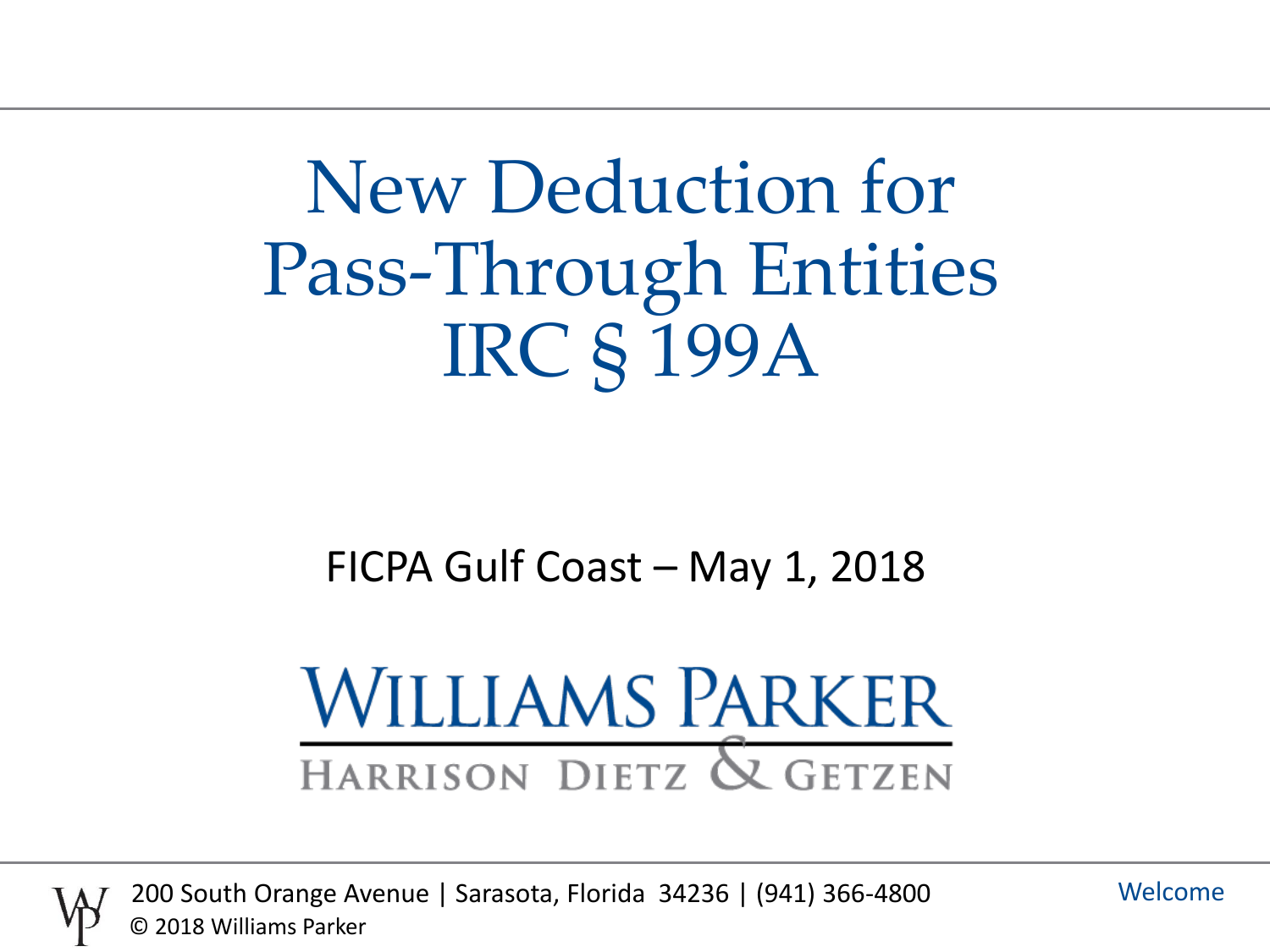# New Deduction for Pass-Through Entities IRC § 199A

FICPA Gulf Coast – May 1, 2018

**WILLIAMS PARKER**

HARRISON DIETZ & GETZEN

200 South Orange Avenue | Sarasota, Florida 34236 | (941) 366-4800

© 2018 Williams Parker

Welcome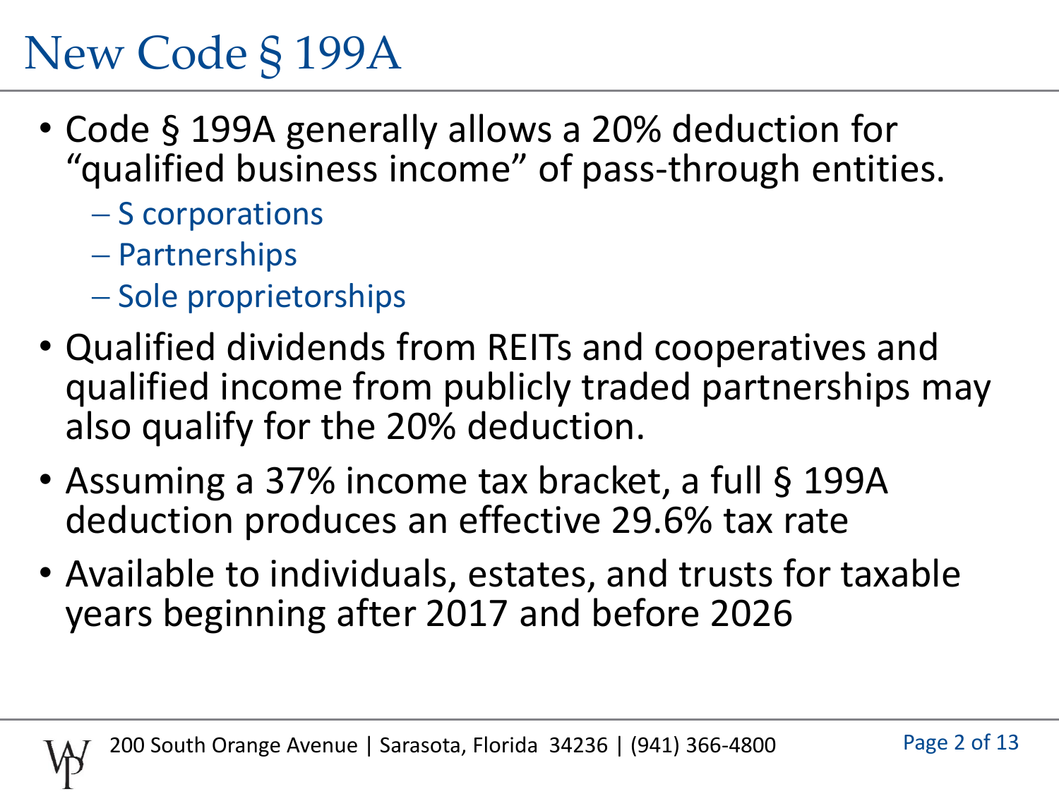# New Code § 199A

- Code § 199A generally allows a 20% deduction for "qualified business income" of pass-through entities.
  - S corporations
  - Partnerships
  - Sole proprietorships
- Qualified dividends from REITs and cooperatives and qualified income from publicly traded partnerships may also qualify for the 20% deduction.
- Assuming a 37% income tax bracket, a full § 199A deduction produces an effective 29.6% tax rate
- Available to individuals, estates, and trusts for taxable years beginning after 2017 and before 2026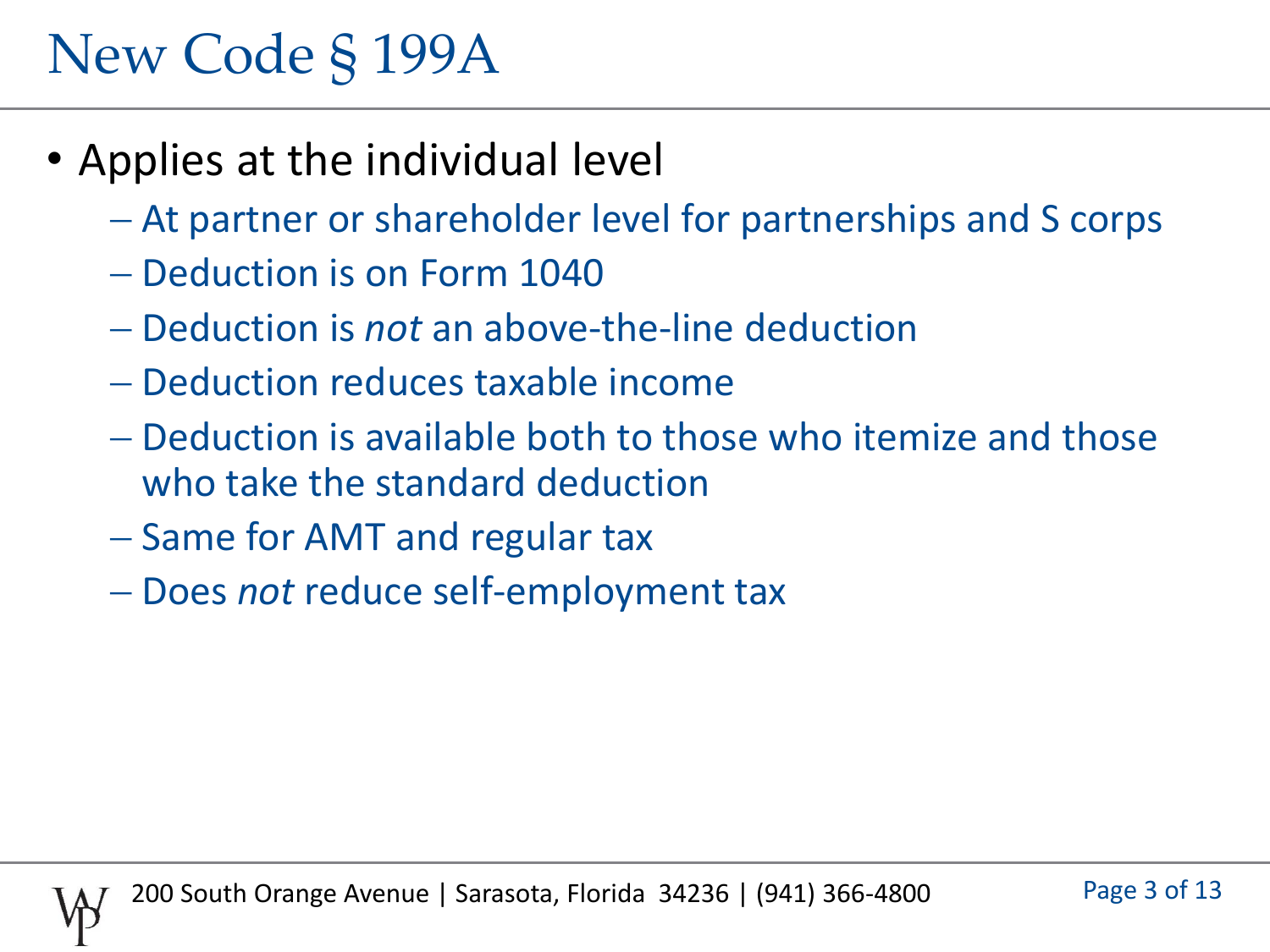# New Code § 199A

- Applies at the individual level
  - At partner or shareholder level for partnerships and S corps
  - Deduction is on Form 1040
  - Deduction is *not* an above-the-line deduction
  - Deduction reduces taxable income
  - Deduction is available both to those who itemize and those who take the standard deduction
  - Same for AMT and regular tax
  - Does *not* reduce self-employment tax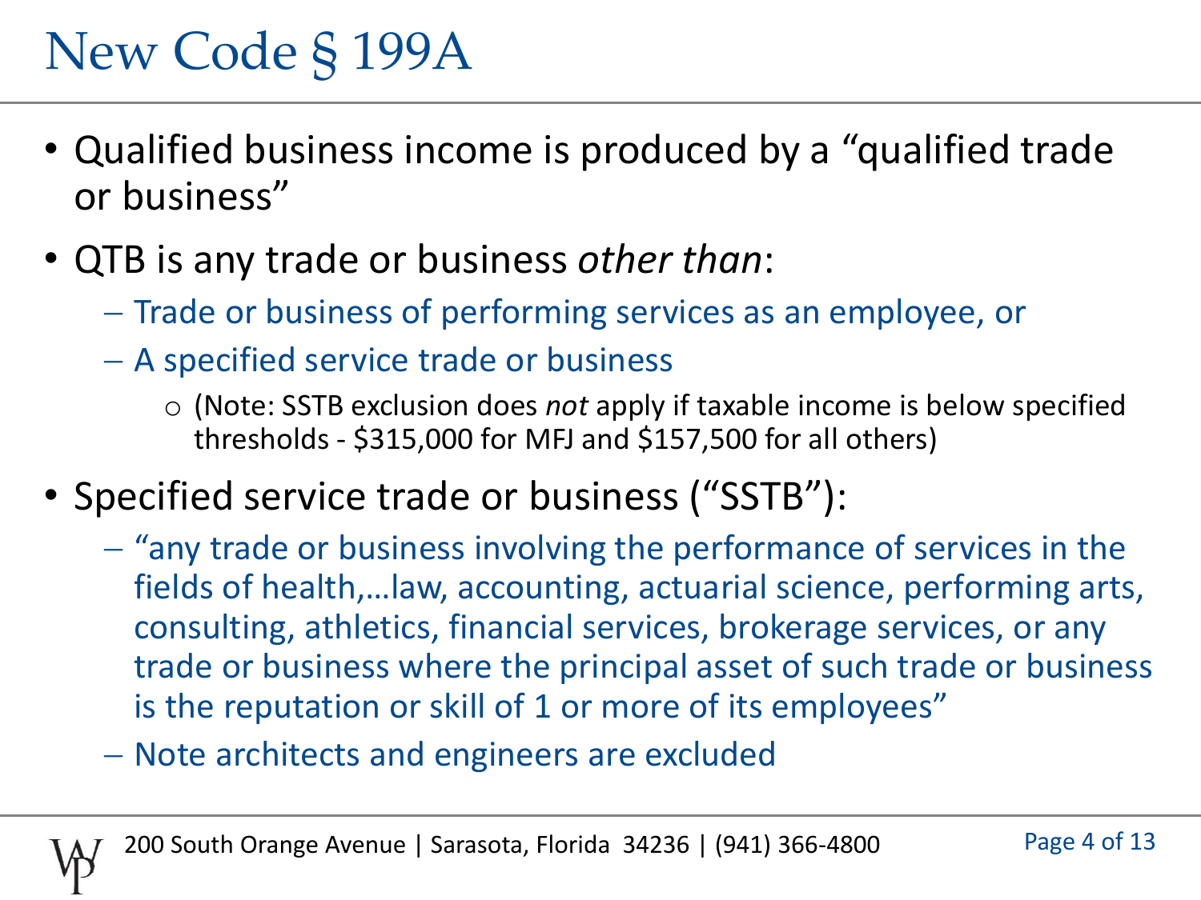# New Code § 199A

- Qualified business income is produced by a "qualified trade or business"
- QTB is any trade or business *other than*:
  - Trade or business of performing services as an employee, or
  - A specified service trade or business
    - (Note: SSTB exclusion does *not* apply if taxable income is below specified thresholds - $315,000 for MFJ and $157,500 for all others)
- Specified service trade or business ("SSTB"):
  - "any trade or business involving the performance of services in the fields of health,…law, accounting, actuarial science, performing arts, consulting, athletics, financial services, brokerage services, or any trade or business where the principal asset of such trade or business is the reputation or skill of 1 or more of its employees"
  - Note architects and engineers are excluded

200 South Orange Avenue | Sarasota, Florida 34236 | (941) 366-4800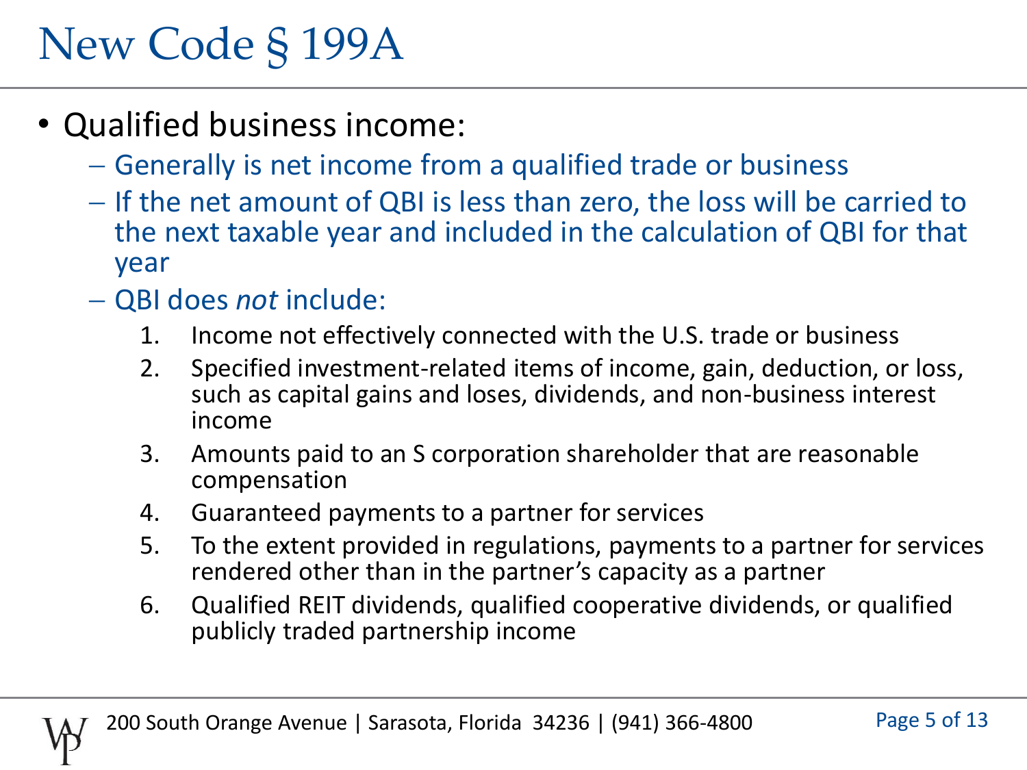# New Code § 199A

- Qualified business income:
  - Generally is net income from a qualified trade or business
  - If the net amount of QBI is less than zero, the loss will be carried to the next taxable year and included in the calculation of QBI for that year
  - QBI does *not* include:
    1. Income not effectively connected with the U.S. trade or business
    2. Specified investment-related items of income, gain, deduction, or loss, such as capital gains and loses, dividends, and non-business interest income
    3. Amounts paid to an S corporation shareholder that are reasonable compensation
    4. Guaranteed payments to a partner for services
    5. To the extent provided in regulations, payments to a partner for services rendered other than in the partner's capacity as a partner
    6. Qualified REIT dividends, qualified cooperative dividends, or qualified publicly traded partnership income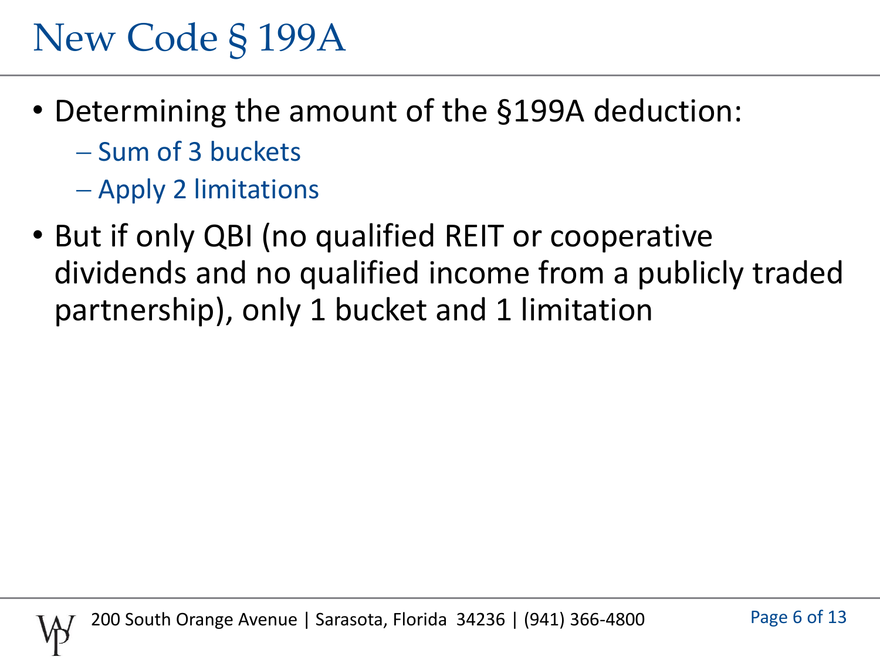# New Code § 199A

- Determining the amount of the §199A deduction:
  - Sum of 3 buckets
  - Apply 2 limitations
- But if only QBI (no qualified REIT or cooperative dividends and no qualified income from a publicly traded partnership), only 1 bucket and 1 limitation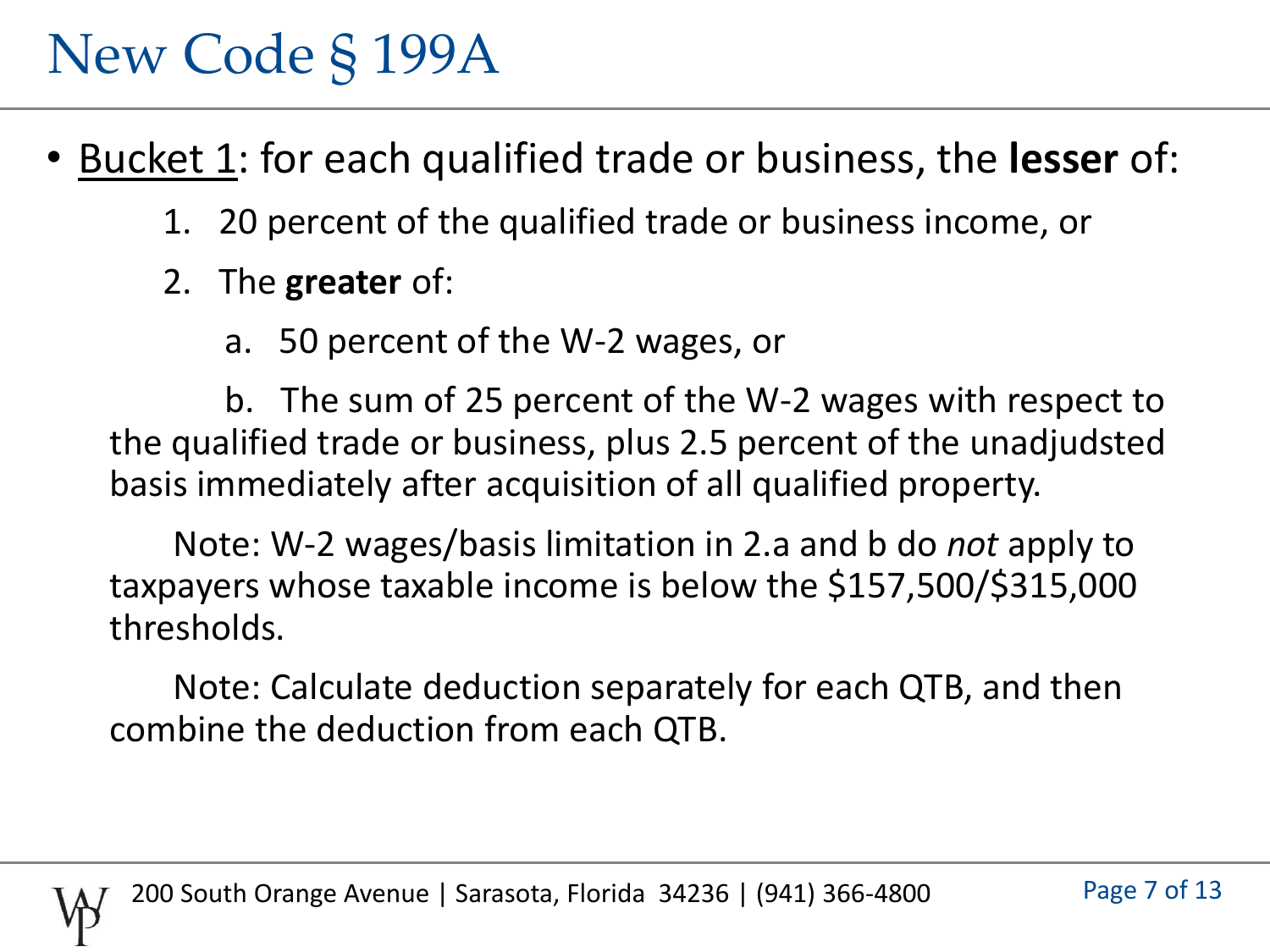# New Code § 199A

- <u>Bucket 1</u>: for each qualified trade or business, the **lesser** of:
  1. 20 percent of the qualified trade or business income, or
  2. The **greater** of:
     a. 50 percent of the W-2 wages, or

     b. The sum of 25 percent of the W-2 wages with respect to the qualified trade or business, plus 2.5 percent of the unadjudsted basis immediately after acquisition of all qualified property.

  Note: W-2 wages/basis limitation in 2.a and b do *not* apply to taxpayers whose taxable income is below the $157,500/$315,000 thresholds.

  Note: Calculate deduction separately for each QTB, and then combine the deduction from each QTB.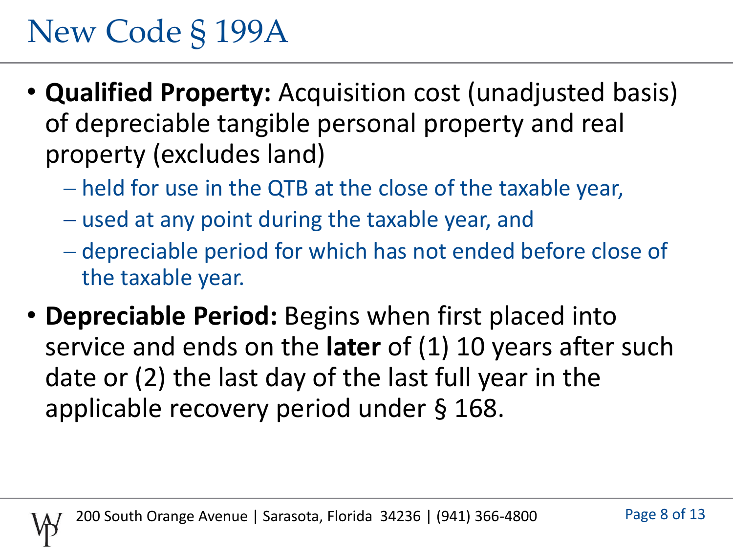# New Code § 199A

- **Qualified Property:** Acquisition cost (unadjusted basis) of depreciable tangible personal property and real property (excludes land)
  - held for use in the QTB at the close of the taxable year,
  - used at any point during the taxable year, and
  - depreciable period for which has not ended before close of the taxable year.
- **Depreciable Period:** Begins when first placed into service and ends on the **later** of (1) 10 years after such date or (2) the last day of the last full year in the applicable recovery period under § 168.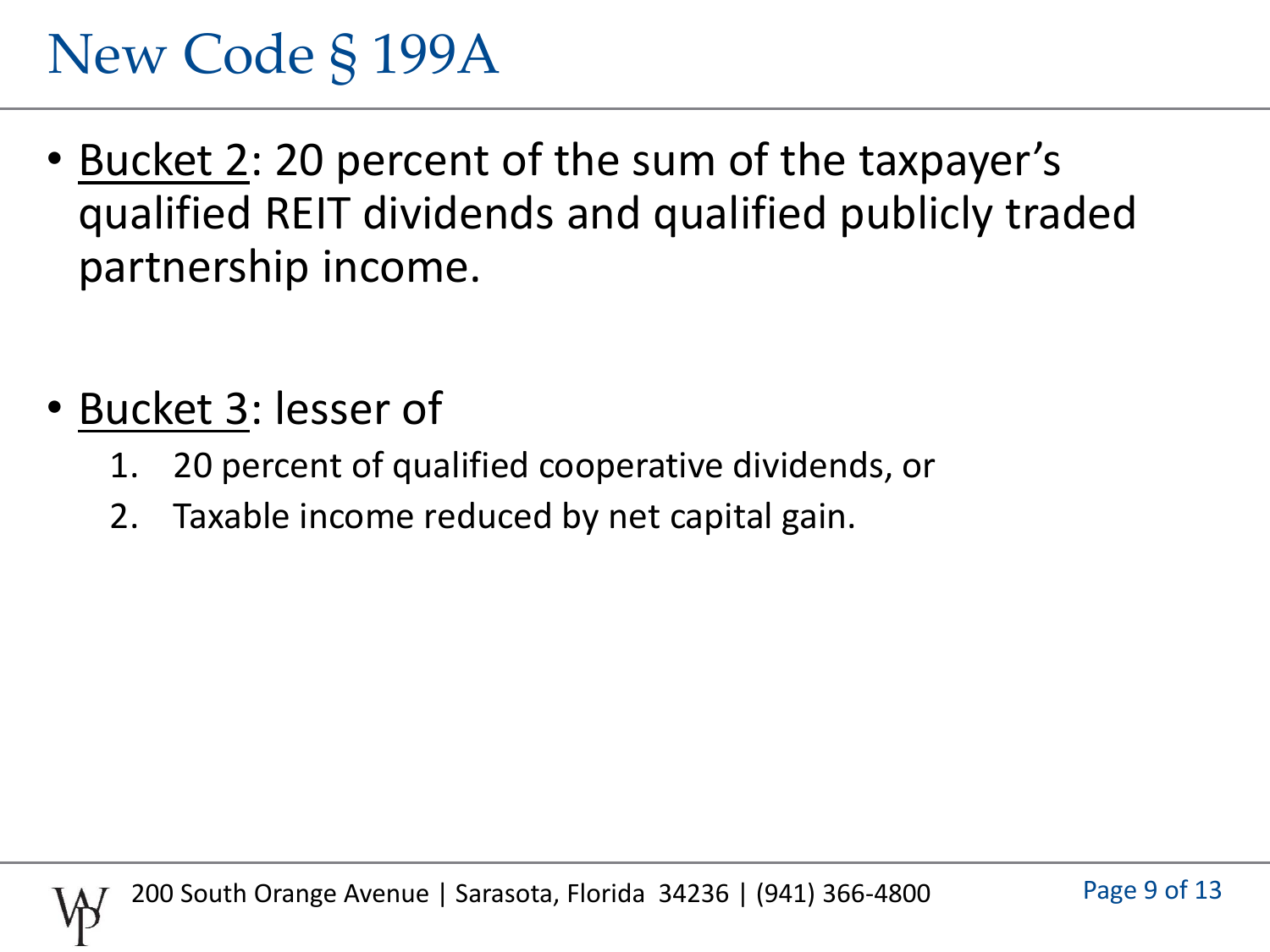# New Code § 199A

- Bucket 2: 20 percent of the sum of the taxpayer's qualified REIT dividends and qualified publicly traded partnership income.

- Bucket 3: lesser of
  1. 20 percent of qualified cooperative dividends, or
  2. Taxable income reduced by net capital gain.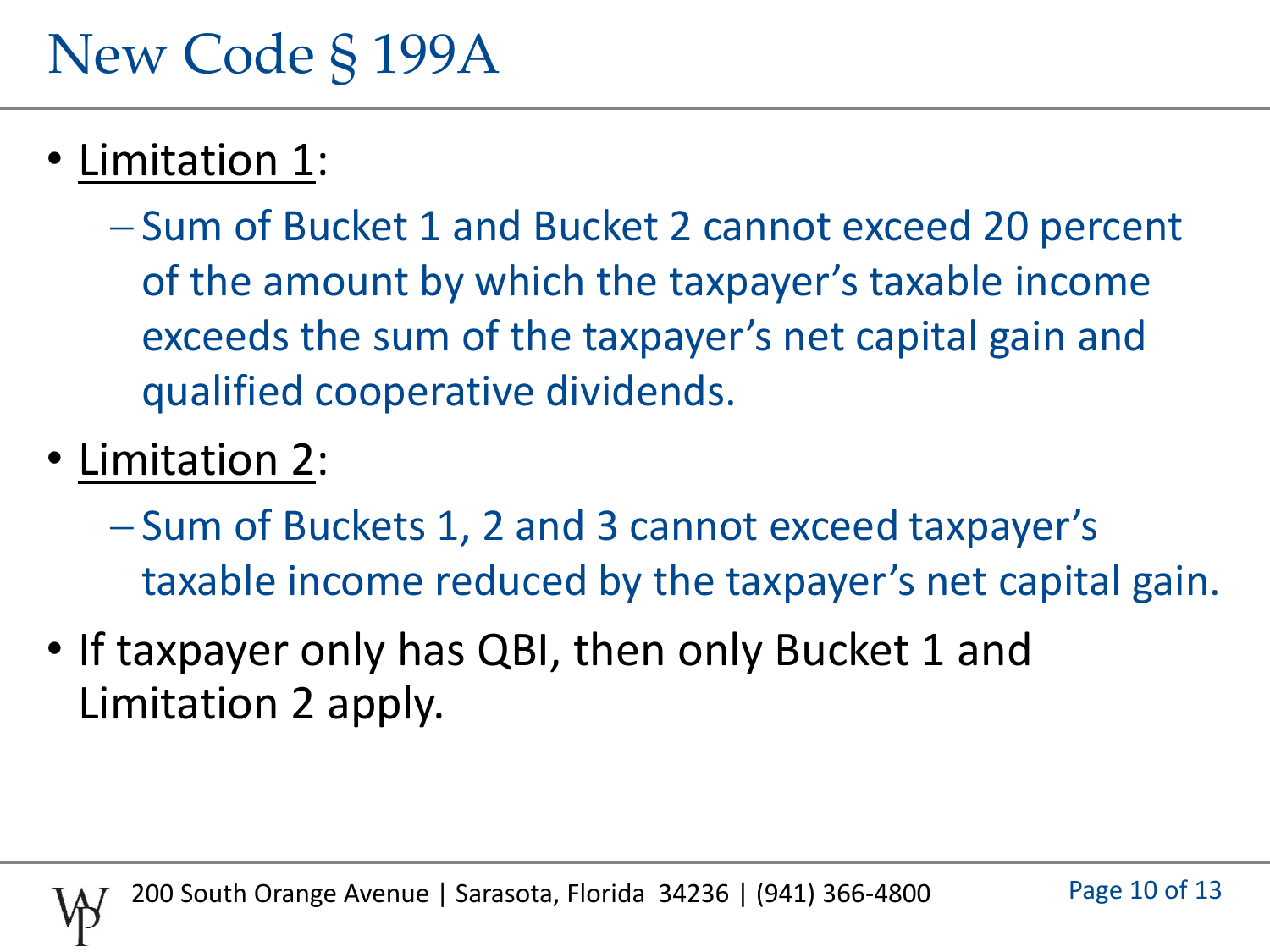# New Code § 199A

- Limitation 1:
  - Sum of Bucket 1 and Bucket 2 cannot exceed 20 percent of the amount by which the taxpayer's taxable income exceeds the sum of the taxpayer's net capital gain and qualified cooperative dividends.
- Limitation 2:
  - Sum of Buckets 1, 2 and 3 cannot exceed taxpayer's taxable income reduced by the taxpayer's net capital gain.
- If taxpayer only has QBI, then only Bucket 1 and Limitation 2 apply.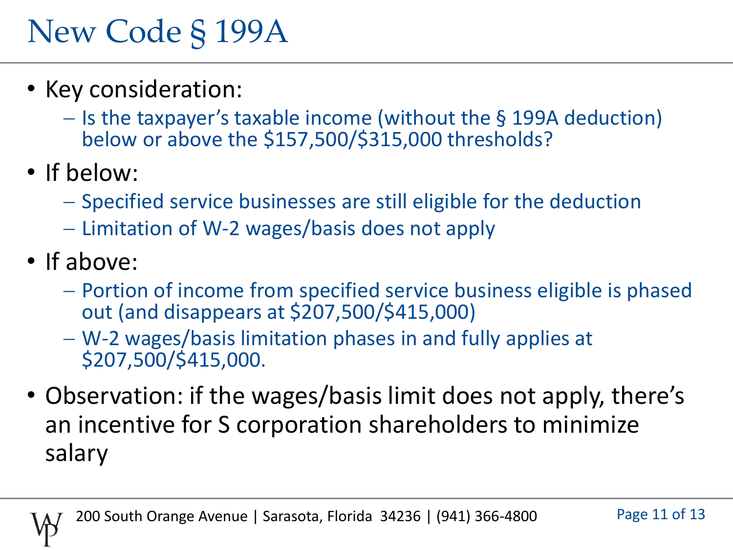# New Code § 199A

- Key consideration:
  - Is the taxpayer's taxable income (without the § 199A deduction) below or above the $157,500/$315,000 thresholds?
- If below:
  - Specified service businesses are still eligible for the deduction
  - Limitation of W-2 wages/basis does not apply
- If above:
  - Portion of income from specified service business eligible is phased out (and disappears at $207,500/$415,000)
  - W-2 wages/basis limitation phases in and fully applies at $207,500/$415,000.
- Observation: if the wages/basis limit does not apply, there's an incentive for S corporation shareholders to minimize salary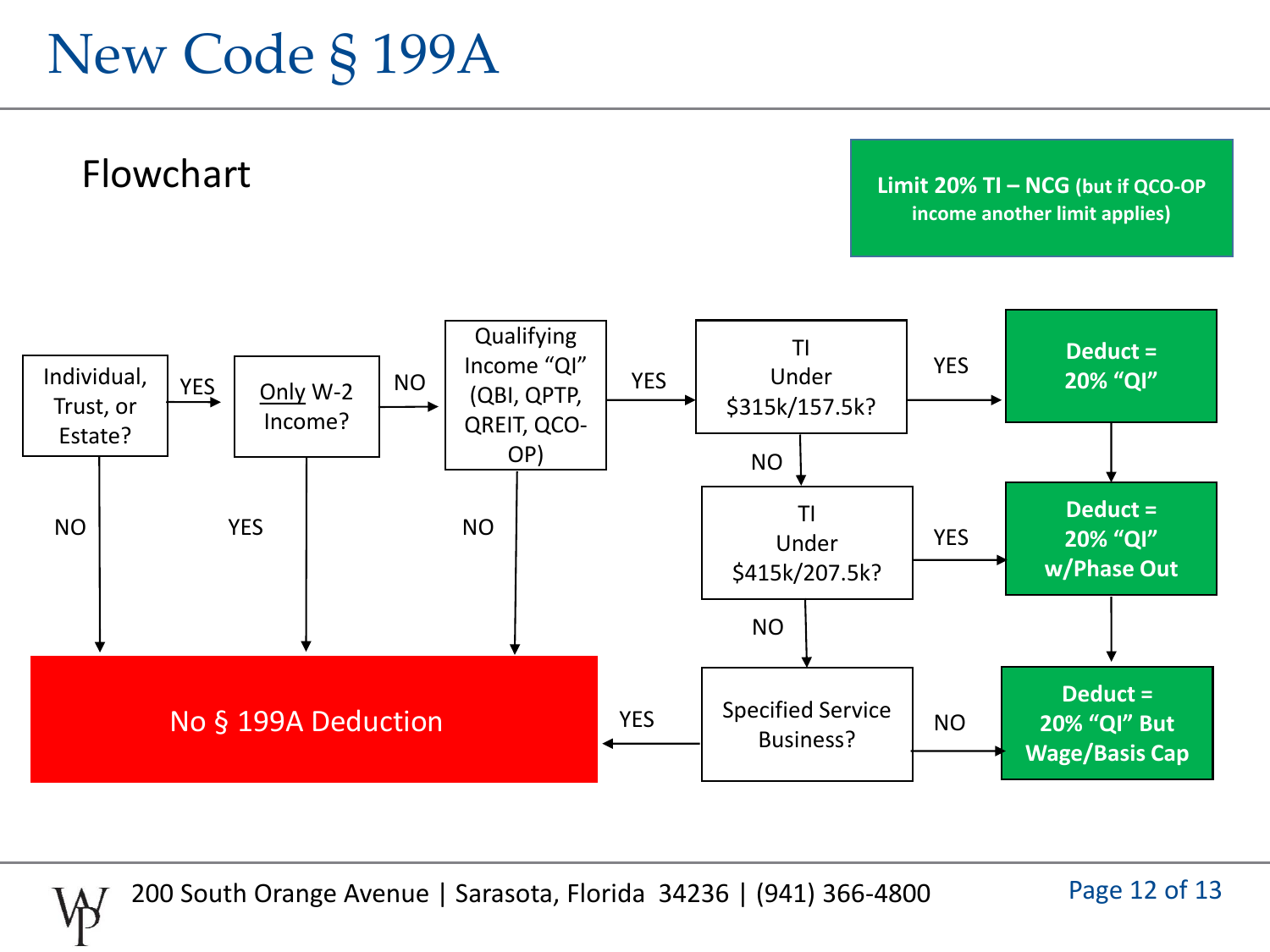# New Code § 199A

## Flowchart

**Limit 20% TI – NCG (but if QCO-OP income another limit applies)**

- **Individual, Trust, or Estate?**
  - NO → **No § 199A Deduction**
  - YES → **Only W-2 Income?**
    - YES → **No § 199A Deduction**
    - NO → **Qualifying Income "QI" (QBI, QPTP, QREIT, QCO-OP)**
      - NO → **No § 199A Deduction**
      - YES → **TI Under $315k/157.5k?**
        - YES → **Deduct = 20% "QI"**
        - NO → **TI Under $415k/207.5k?**
          - YES → **Deduct = 20% "QI" w/Phase Out**
          - NO → **Specified Service Business?**
            - YES → **No § 199A Deduction**
            - NO → **Deduct = 20% "QI" But Wage/Basis Cap**

200 South Orange Avenue | Sarasota, Florida 34236 | (941) 366-4800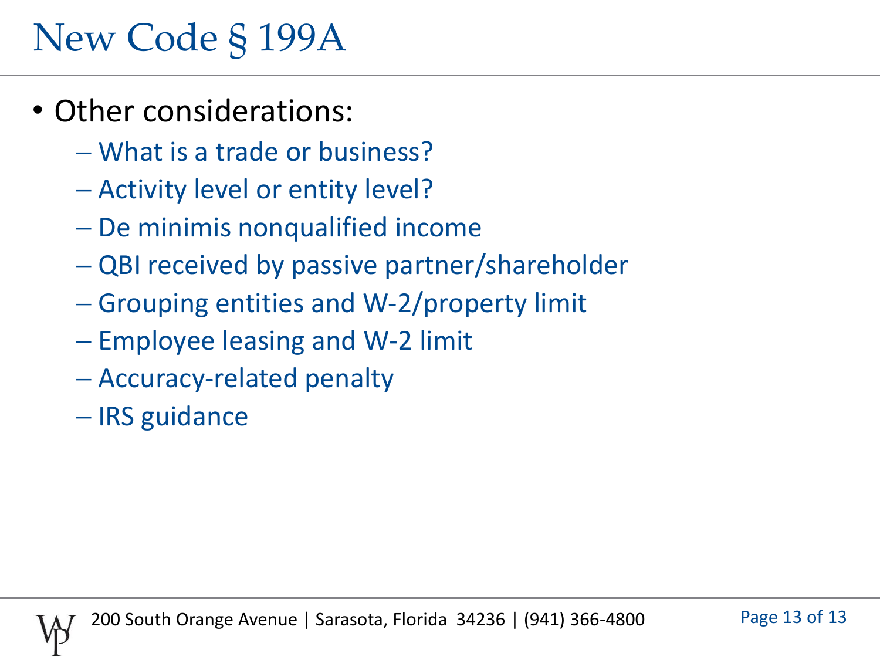# New Code § 199A

- Other considerations:
  - What is a trade or business?
  - Activity level or entity level?
  - De minimis nonqualified income
  - QBI received by passive partner/shareholder
  - Grouping entities and W-2/property limit
  - Employee leasing and W-2 limit
  - Accuracy-related penalty
  - IRS guidance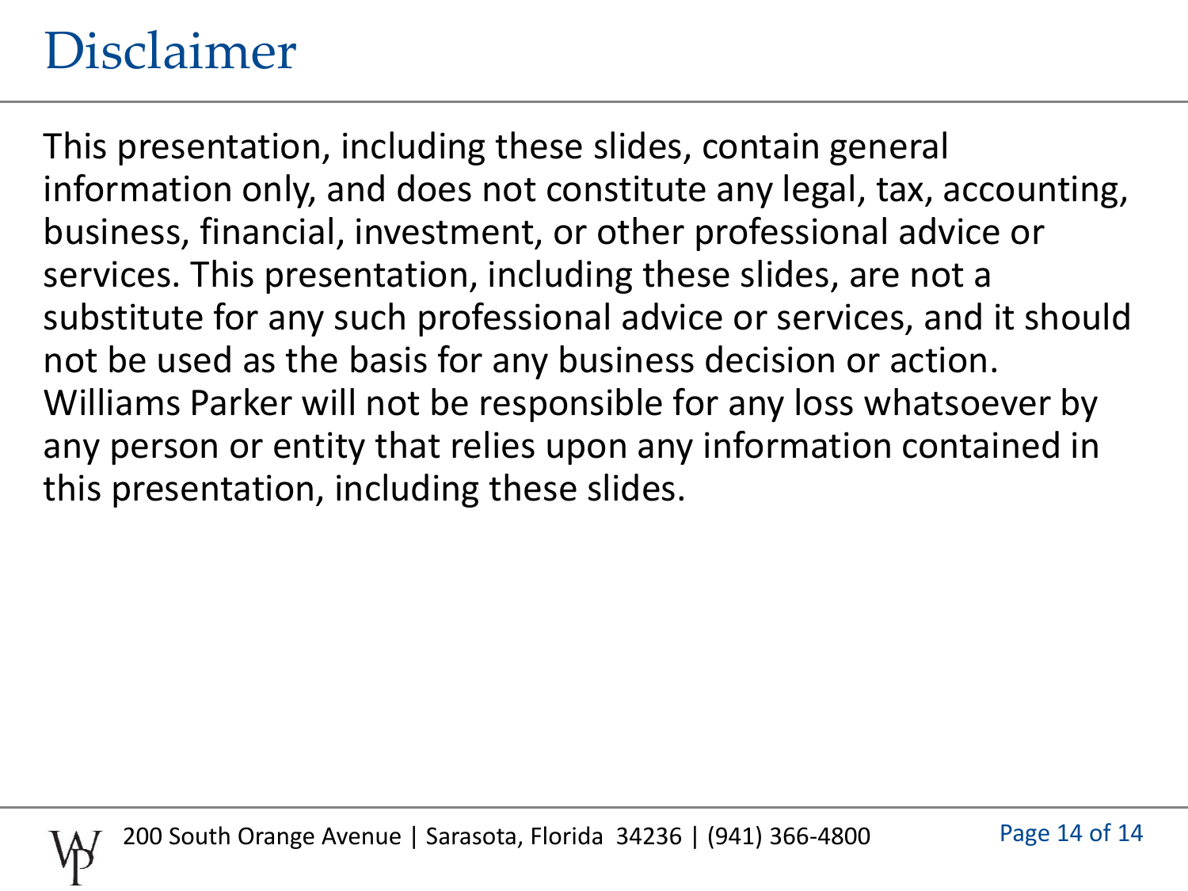# Disclaimer

This presentation, including these slides, contain general information only, and does not constitute any legal, tax, accounting, business, financial, investment, or other professional advice or services. This presentation, including these slides, are not a substitute for any such professional advice or services, and it should not be used as the basis for any business decision or action. Williams Parker will not be responsible for any loss whatsoever by any person or entity that relies upon any information contained in this presentation, including these slides.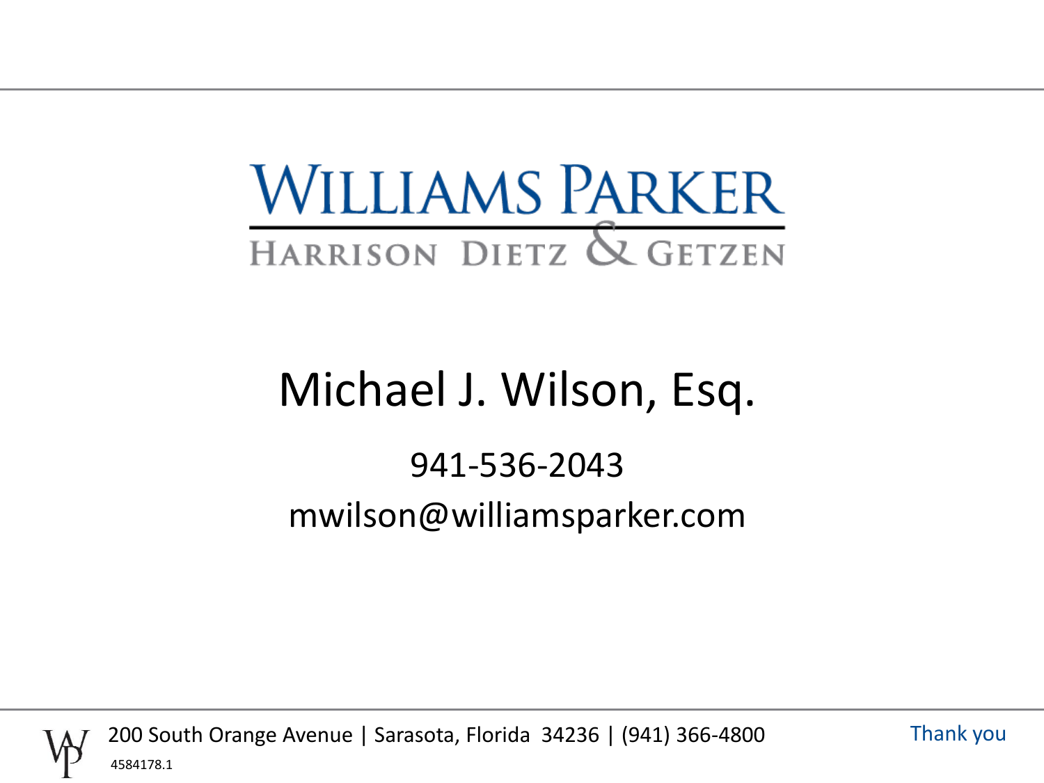# WILLIAMS PARKER

HARRISON DIETZ & GETZEN

## Michael J. Wilson, Esq.

941-536-2043

mwilson@williamsparker.com

200 South Orange Avenue | Sarasota, Florida 34236 | (941) 366-4800

4584178.1

Thank you